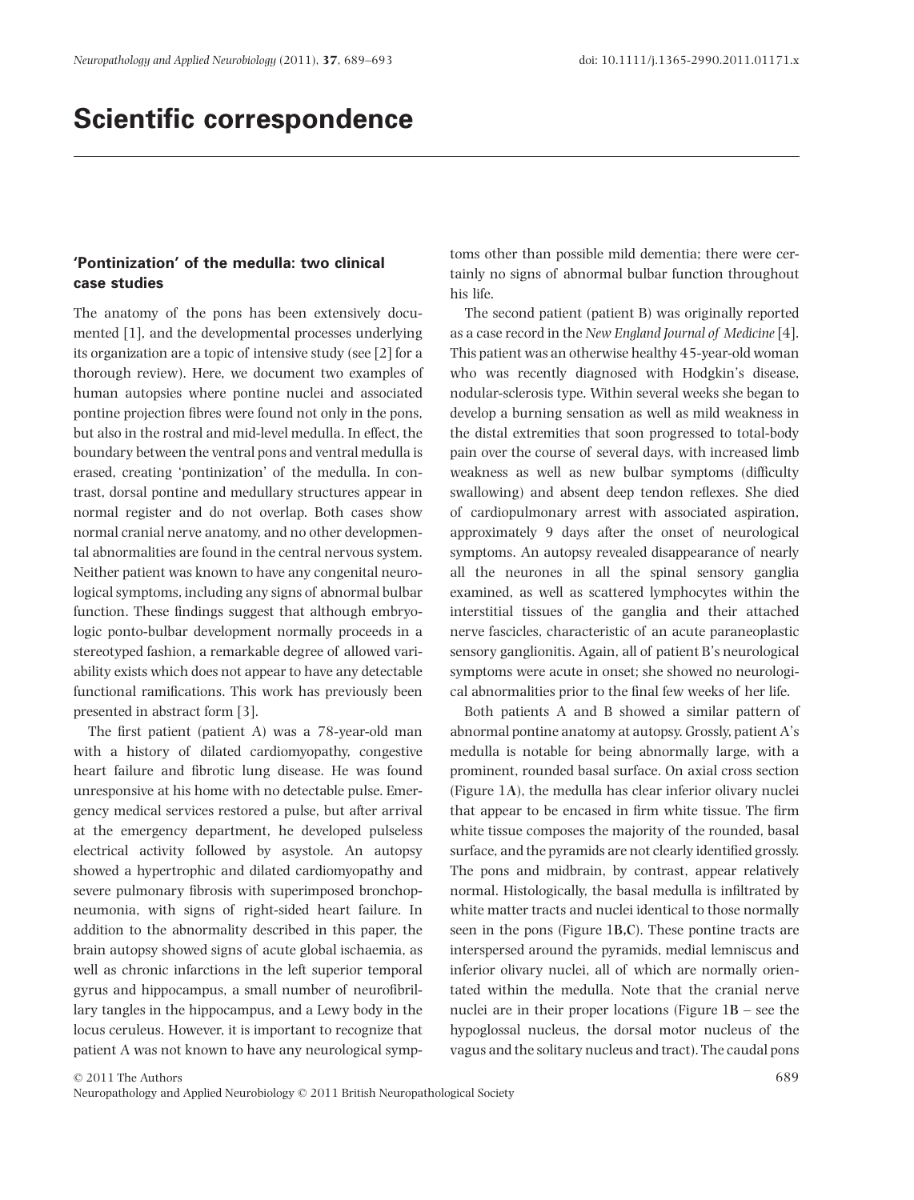# Scientific correspondence

## 'Pontinization' of the medulla: two clinical case studies

The anatomy of the pons has been extensively documented [1], and the developmental processes underlying its organization are a topic of intensive study (see [2] for a thorough review). Here, we document two examples of human autopsies where pontine nuclei and associated pontine projection fibres were found not only in the pons, but also in the rostral and mid-level medulla. In effect, the boundary between the ventral pons and ventral medulla is erased, creating 'pontinization' of the medulla. In contrast, dorsal pontine and medullary structures appear in normal register and do not overlap. Both cases show normal cranial nerve anatomy, and no other developmental abnormalities are found in the central nervous system. Neither patient was known to have any congenital neurological symptoms, including any signs of abnormal bulbar function. These findings suggest that although embryologic ponto-bulbar development normally proceeds in a stereotyped fashion, a remarkable degree of allowed variability exists which does not appear to have any detectable functional ramifications. This work has previously been presented in abstract form [3].

The first patient (patient A) was a 78-year-old man with a history of dilated cardiomyopathy, congestive heart failure and fibrotic lung disease. He was found unresponsive at his home with no detectable pulse. Emergency medical services restored a pulse, but after arrival at the emergency department, he developed pulseless electrical activity followed by asystole. An autopsy showed a hypertrophic and dilated cardiomyopathy and severe pulmonary fibrosis with superimposed bronchopneumonia, with signs of right-sided heart failure. In addition to the abnormality described in this paper, the brain autopsy showed signs of acute global ischaemia, as well as chronic infarctions in the left superior temporal gyrus and hippocampus, a small number of neurofibrillary tangles in the hippocampus, and a Lewy body in the locus ceruleus. However, it is important to recognize that patient A was not known to have any neurological symptoms other than possible mild dementia; there were certainly no signs of abnormal bulbar function throughout his life.

The second patient (patient B) was originally reported as a case record in the *New England Journal of Medicine* [4]. This patient was an otherwise healthy 45-year-old woman who was recently diagnosed with Hodgkin's disease, nodular-sclerosis type. Within several weeks she began to develop a burning sensation as well as mild weakness in the distal extremities that soon progressed to total-body pain over the course of several days, with increased limb weakness as well as new bulbar symptoms (difficulty swallowing) and absent deep tendon reflexes. She died of cardiopulmonary arrest with associated aspiration, approximately 9 days after the onset of neurological symptoms. An autopsy revealed disappearance of nearly all the neurones in all the spinal sensory ganglia examined, as well as scattered lymphocytes within the interstitial tissues of the ganglia and their attached nerve fascicles, characteristic of an acute paraneoplastic sensory ganglionitis. Again, all of patient B's neurological symptoms were acute in onset; she showed no neurological abnormalities prior to the final few weeks of her life.

Both patients A and B showed a similar pattern of abnormal pontine anatomy at autopsy. Grossly, patient A's medulla is notable for being abnormally large, with a prominent, rounded basal surface. On axial cross section (Figure 1**A**), the medulla has clear inferior olivary nuclei that appear to be encased in firm white tissue. The firm white tissue composes the majority of the rounded, basal surface, and the pyramids are not clearly identified grossly. The pons and midbrain, by contrast, appear relatively normal. Histologically, the basal medulla is infiltrated by white matter tracts and nuclei identical to those normally seen in the pons (Figure 1**B**,**C**). These pontine tracts are interspersed around the pyramids, medial lemniscus and inferior olivary nuclei, all of which are normally orientated within the medulla. Note that the cranial nerve nuclei are in their proper locations (Figure 1**B** – see the hypoglossal nucleus, the dorsal motor nucleus of the vagus and the solitary nucleus and tract). The caudal pons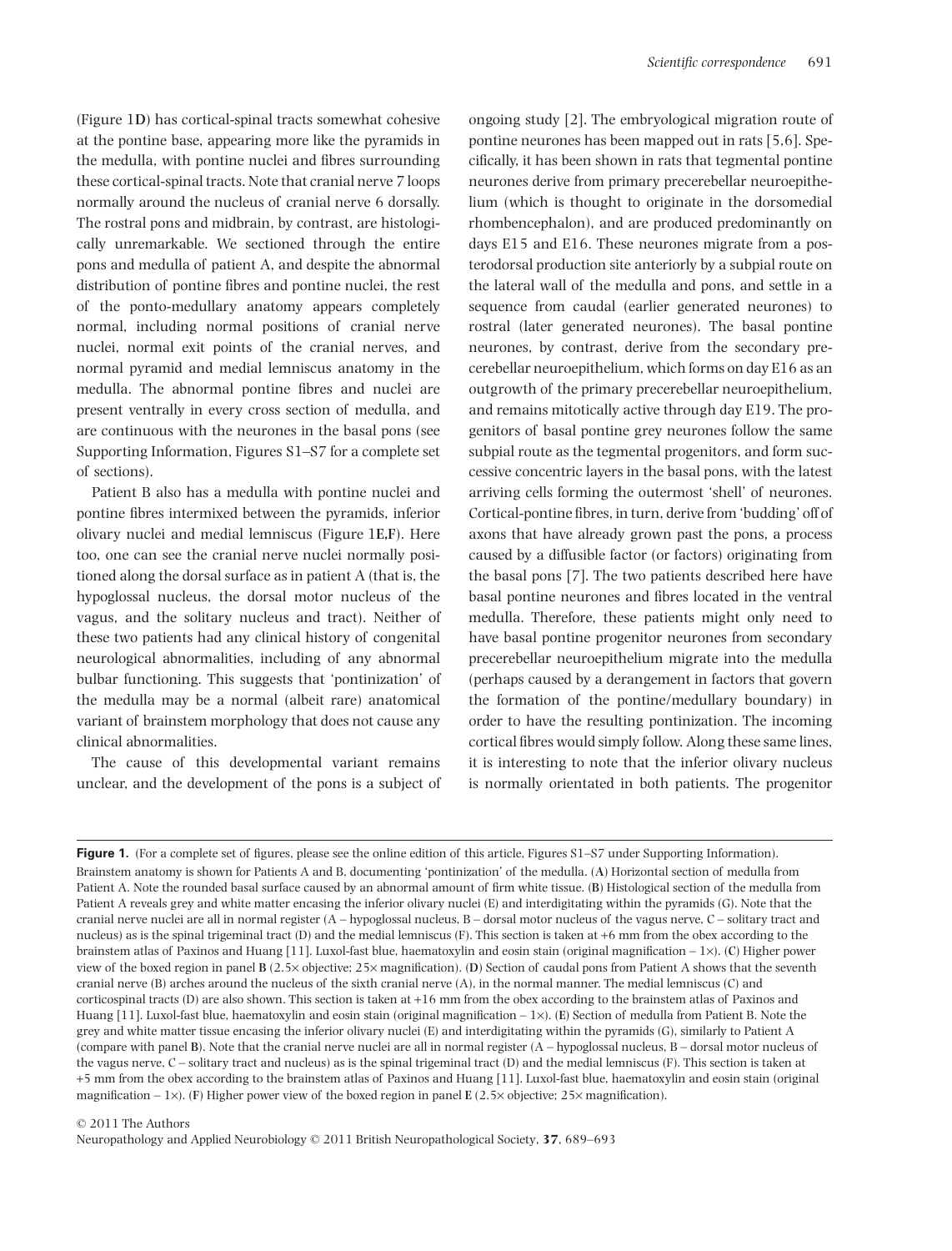(Figure 1**D**) has cortical-spinal tracts somewhat cohesive at the pontine base, appearing more like the pyramids in the medulla, with pontine nuclei and fibres surrounding these cortical-spinal tracts. Note that cranial nerve 7 loops normally around the nucleus of cranial nerve 6 dorsally. The rostral pons and midbrain, by contrast, are histologically unremarkable. We sectioned through the entire pons and medulla of patient A, and despite the abnormal distribution of pontine fibres and pontine nuclei, the rest of the ponto-medullary anatomy appears completely normal, including normal positions of cranial nerve nuclei, normal exit points of the cranial nerves, and normal pyramid and medial lemniscus anatomy in the medulla. The abnormal pontine fibres and nuclei are present ventrally in every cross section of medulla, and are continuous with the neurones in the basal pons (see Supporting Information, Figures S1–S7 for a complete set of sections).

Patient B also has a medulla with pontine nuclei and pontine fibres intermixed between the pyramids, inferior olivary nuclei and medial lemniscus (Figure 1**E**,**F**). Here too, one can see the cranial nerve nuclei normally positioned along the dorsal surface as in patient A (that is, the hypoglossal nucleus, the dorsal motor nucleus of the vagus, and the solitary nucleus and tract). Neither of these two patients had any clinical history of congenital neurological abnormalities, including of any abnormal bulbar functioning. This suggests that 'pontinization' of the medulla may be a normal (albeit rare) anatomical variant of brainstem morphology that does not cause any clinical abnormalities.

The cause of this developmental variant remains unclear, and the development of the pons is a subject of ongoing study [2]. The embryological migration route of pontine neurones has been mapped out in rats [5,6]. Specifically, it has been shown in rats that tegmental pontine neurones derive from primary precerebellar neuroepithelium (which is thought to originate in the dorsomedial rhombencephalon), and are produced predominantly on days E15 and E16. These neurones migrate from a posterodorsal production site anteriorly by a subpial route on the lateral wall of the medulla and pons, and settle in a sequence from caudal (earlier generated neurones) to rostral (later generated neurones). The basal pontine neurones, by contrast, derive from the secondary precerebellar neuroepithelium, which forms on day E16 as an outgrowth of the primary precerebellar neuroepithelium, and remains mitotically active through day E19. The progenitors of basal pontine grey neurones follow the same subpial route as the tegmental progenitors, and form successive concentric layers in the basal pons, with the latest arriving cells forming the outermost 'shell' of neurones. Cortical-pontine fibres, in turn, derive from 'budding' off of axons that have already grown past the pons, a process caused by a diffusible factor (or factors) originating from the basal pons [7]. The two patients described here have basal pontine neurones and fibres located in the ventral medulla. Therefore, these patients might only need to have basal pontine progenitor neurones from secondary precerebellar neuroepithelium migrate into the medulla (perhaps caused by a derangement in factors that govern the formation of the pontine/medullary boundary) in order to have the resulting pontinization. The incoming cortical fibres would simply follow. Along these same lines, it is interesting to note that the inferior olivary nucleus is normally orientated in both patients. The progenitor

**Figure 1.** (For a complete set of figures, please see the online edition of this article, Figures S1–S7 under Supporting Information). Brainstem anatomy is shown for Patients A and B, documenting 'pontinization' of the medulla. (**A**) Horizontal section of medulla from Patient A. Note the rounded basal surface caused by an abnormal amount of firm white tissue. (**B**) Histological section of the medulla from Patient A reveals grey and white matter encasing the inferior olivary nuclei (E) and interdigitating within the pyramids (G). Note that the cranial nerve nuclei are all in normal register (A – hypoglossal nucleus, B – dorsal motor nucleus of the vagus nerve, C – solitary tract and nucleus) as is the spinal trigeminal tract (D) and the medial lemniscus (F). This section is taken at +6 mm from the obex according to the brainstem atlas of Paxinos and Huang [11]. Luxol-fast blue, haematoxylin and eosin stain (original magnification – 1×). (**C**) Higher power view of the boxed region in panel **B** (2.5× objective; 25× magnification). (**D**) Section of caudal pons from Patient A shows that the seventh cranial nerve (B) arches around the nucleus of the sixth cranial nerve (A), in the normal manner. The medial lemniscus (C) and corticospinal tracts (D) are also shown. This section is taken at +16 mm from the obex according to the brainstem atlas of Paxinos and Huang [11]. Luxol-fast blue, haematoxylin and eosin stain (original magnification – 1×). (**E**) Section of medulla from Patient B. Note the grey and white matter tissue encasing the inferior olivary nuclei (E) and interdigitating within the pyramids (G), similarly to Patient A (compare with panel **B**). Note that the cranial nerve nuclei are all in normal register (A – hypoglossal nucleus, B – dorsal motor nucleus of the vagus nerve, C – solitary tract and nucleus) as is the spinal trigeminal tract (D) and the medial lemniscus (F). This section is taken at +5 mm from the obex according to the brainstem atlas of Paxinos and Huang [11]. Luxol-fast blue, haematoxylin and eosin stain (original magnification – 1×). (**F**) Higher power view of the boxed region in panel **E** (2.5× objective; 25× magnification).

© 2011 The Authors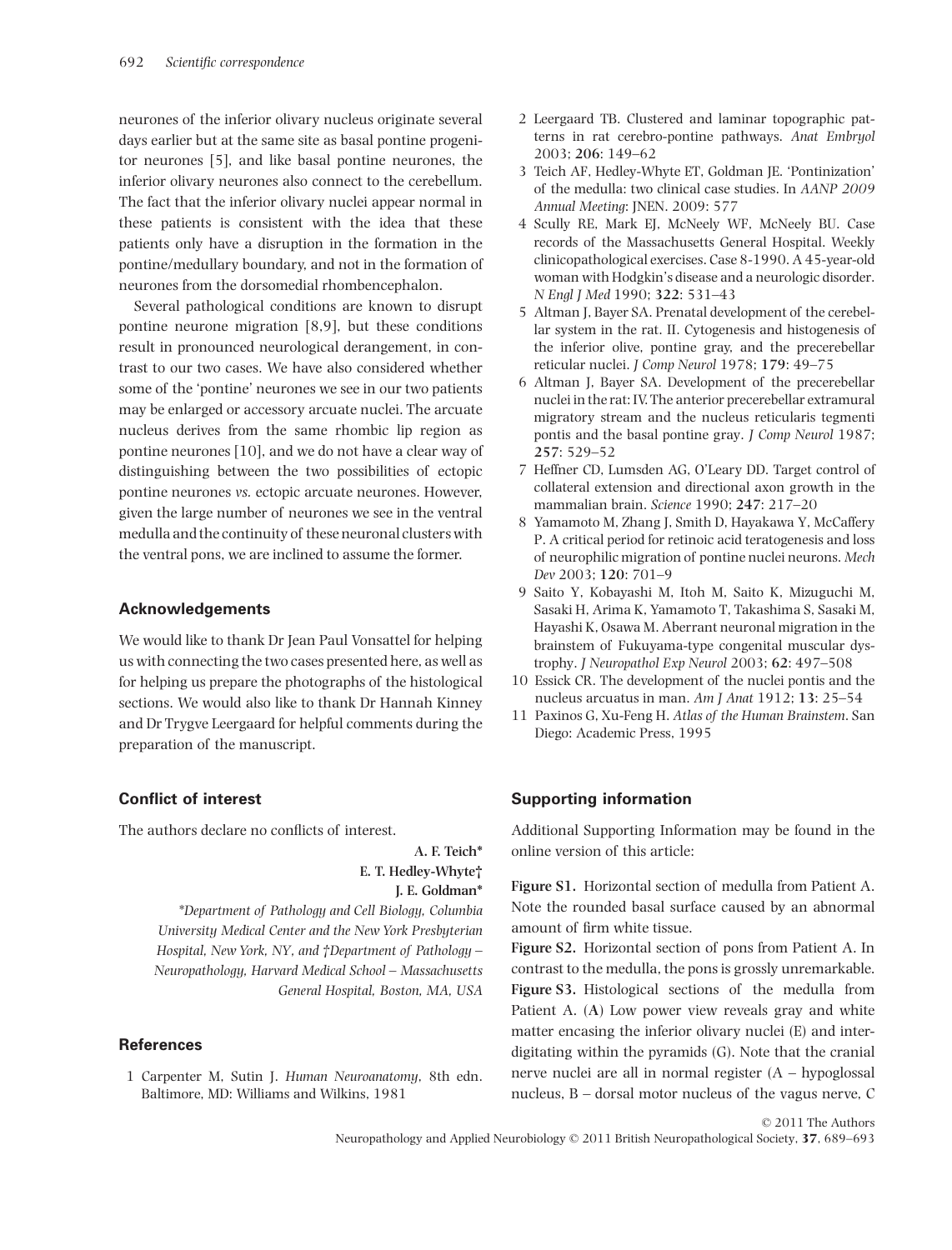neurones of the inferior olivary nucleus originate several days earlier but at the same site as basal pontine progenitor neurones [5], and like basal pontine neurones, the inferior olivary neurones also connect to the cerebellum. The fact that the inferior olivary nuclei appear normal in these patients is consistent with the idea that these patients only have a disruption in the formation in the pontine/medullary boundary, and not in the formation of neurones from the dorsomedial rhombencephalon.

Several pathological conditions are known to disrupt pontine neurone migration [8,9], but these conditions result in pronounced neurological derangement, in contrast to our two cases. We have also considered whether some of the 'pontine' neurones we see in our two patients may be enlarged or accessory arcuate nuclei. The arcuate nucleus derives from the same rhombic lip region as pontine neurones [10], and we do not have a clear way of distinguishing between the two possibilities of ectopic pontine neurones *vs.* ectopic arcuate neurones. However, given the large number of neurones we see in the ventral medulla and the continuity of these neuronal clusters with the ventral pons, we are inclined to assume the former.

## Acknowledgements

We would like to thank Dr Jean Paul Vonsattel for helping us with connecting the two cases presented here, as well as for helping us prepare the photographs of the histological sections. We would also like to thank Dr Hannah Kinney and Dr Trygve Leergaard for helpful comments during the preparation of the manuscript.

## Conflict of interest

The authors declare no conflicts of interest.

**A. F. Teich\***
**E. T. Hedley-Whyte†**
**J. E. Goldman\***

*\*Department of Pathology and Cell Biology, Columbia University Medical Center and the New York Presbyterian Hospital, New York, NY, and †Department of Pathology – Neuropathology, Harvard Medical School – Massachusetts General Hospital, Boston, MA, USA*

## References

1 Carpenter M, Sutin J. *Human Neuroanatomy*, 8th edn. Baltimore, MD: Williams and Wilkins, 1981

2 Leergaard TB. Clustered and laminar topographic patterns in rat cerebro-pontine pathways. *Anat Embryol* 2003; **206**: 149–62

3 Teich AF, Hedley-Whyte ET, Goldman JE. 'Pontinization' of the medulla: two clinical case studies. In *AANP 2009 Annual Meeting*: JNEN. 2009: 577

4 Scully RE, Mark EJ, McNeely WF, McNeely BU. Case records of the Massachusetts General Hospital. Weekly clinicopathological exercises. Case 8-1990. A 45-year-old woman with Hodgkin's disease and a neurologic disorder. *N Engl J Med* 1990; **322**: 531–43

5 Altman J, Bayer SA. Prenatal development of the cerebellar system in the rat. II. Cytogenesis and histogenesis of the inferior olive, pontine gray, and the precerebellar reticular nuclei. *J Comp Neurol* 1978; **179**: 49–75

6 Altman J, Bayer SA. Development of the precerebellar nuclei in the rat: IV. The anterior precerebellar extramural migratory stream and the nucleus reticularis tegmenti pontis and the basal pontine gray. *J Comp Neurol* 1987; **257**: 529–52

7 Heffner CD, Lumsden AG, O'Leary DD. Target control of collateral extension and directional axon growth in the mammalian brain. *Science* 1990; **247**: 217–20

8 Yamamoto M, Zhang J, Smith D, Hayakawa Y, McCaffery P. A critical period for retinoic acid teratogenesis and loss of neurophilic migration of pontine nuclei neurons. *Mech Dev* 2003; **120**: 701–9

9 Saito Y, Kobayashi M, Itoh M, Saito K, Mizuguchi M, Sasaki H, Arima K, Yamamoto T, Takashima S, Sasaki M, Hayashi K, Osawa M. Aberrant neuronal migration in the brainstem of Fukuyama-type congenital muscular dystrophy. *J Neuropathol Exp Neurol* 2003; **62**: 497–508

10 Essick CR. The development of the nuclei pontis and the nucleus arcuatus in man. *Am J Anat* 1912; **13**: 25–54

11 Paxinos G, Xu-Feng H. *Atlas of the Human Brainstem*. San Diego: Academic Press, 1995

## Supporting information

Additional Supporting Information may be found in the online version of this article:

**Figure S1.** Horizontal section of medulla from Patient A. Note the rounded basal surface caused by an abnormal amount of firm white tissue.

**Figure S2.** Horizontal section of pons from Patient A. In contrast to the medulla, the pons is grossly unremarkable.

**Figure S3.** Histological sections of the medulla from Patient A. (**A**) Low power view reveals gray and white matter encasing the inferior olivary nuclei (E) and interdigitating within the pyramids (G). Note that the cranial nerve nuclei are all in normal register (A – hypoglossal nucleus, B – dorsal motor nucleus of the vagus nerve, C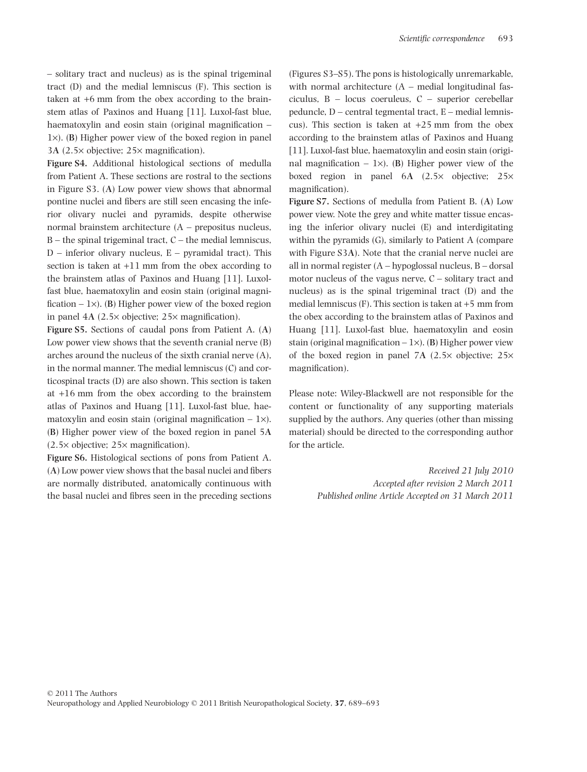– solitary tract and nucleus) as is the spinal trigeminal tract (D) and the medial lemniscus (F). This section is taken at +6 mm from the obex according to the brainstem atlas of Paxinos and Huang [11]. Luxol-fast blue, haematoxylin and eosin stain (original magnification – 1×). (**B**) Higher power view of the boxed region in panel 3**A** (2.5× objective; 25× magnification).

**Figure S4.** Additional histological sections of medulla from Patient A. These sections are rostral to the sections in Figure S3. (**A**) Low power view shows that abnormal pontine nuclei and fibers are still seen encasing the inferior olivary nuclei and pyramids, despite otherwise normal brainstem architecture (A – prepositus nucleus, B – the spinal trigeminal tract, C – the medial lemniscus, D – inferior olivary nucleus, E – pyramidal tract). This section is taken at +11 mm from the obex according to the brainstem atlas of Paxinos and Huang [11]. Luxol-fast blue, haematoxylin and eosin stain (original magnification – 1×). (**B**) Higher power view of the boxed region in panel 4**A** (2.5× objective; 25× magnification).

**Figure S5.** Sections of caudal pons from Patient A. (**A**) Low power view shows that the seventh cranial nerve (B) arches around the nucleus of the sixth cranial nerve (A), in the normal manner. The medial lemniscus (C) and corticospinal tracts (D) are also shown. This section is taken at +16 mm from the obex according to the brainstem atlas of Paxinos and Huang [11]. Luxol-fast blue, haematoxylin and eosin stain (original magnification – 1×). (**B**) Higher power view of the boxed region in panel 5**A** (2.5× objective; 25× magnification).

**Figure S6.** Histological sections of pons from Patient A. (**A**) Low power view shows that the basal nuclei and fibers are normally distributed, anatomically continuous with the basal nuclei and fibres seen in the preceding sections (Figures S3–S5). The pons is histologically unremarkable, with normal architecture (A – medial longitudinal fasciculus, B – locus coeruleus, C – superior cerebellar peduncle, D – central tegmental tract, E – medial lemniscus). This section is taken at +25 mm from the obex according to the brainstem atlas of Paxinos and Huang [11]. Luxol-fast blue, haematoxylin and eosin stain (original magnification – 1×). (**B**) Higher power view of the boxed region in panel 6**A** (2.5× objective; 25× magnification).

**Figure S7.** Sections of medulla from Patient B. (**A**) Low power view. Note the grey and white matter tissue encasing the inferior olivary nuclei (E) and interdigitating within the pyramids (G), similarly to Patient A (compare with Figure S3**A**). Note that the cranial nerve nuclei are all in normal register (A – hypoglossal nucleus, B – dorsal motor nucleus of the vagus nerve, C – solitary tract and nucleus) as is the spinal trigeminal tract (D) and the medial lemniscus (F). This section is taken at +5 mm from the obex according to the brainstem atlas of Paxinos and Huang [11]. Luxol-fast blue, haematoxylin and eosin stain (original magnification – 1×). (**B**) Higher power view of the boxed region in panel 7**A** (2.5× objective; 25× magnification).

Please note: Wiley-Blackwell are not responsible for the content or functionality of any supporting materials supplied by the authors. Any queries (other than missing material) should be directed to the corresponding author for the article.

*Received 21 July 2010*
*Accepted after revision 2 March 2011*
*Published online Article Accepted on 31 March 2011*